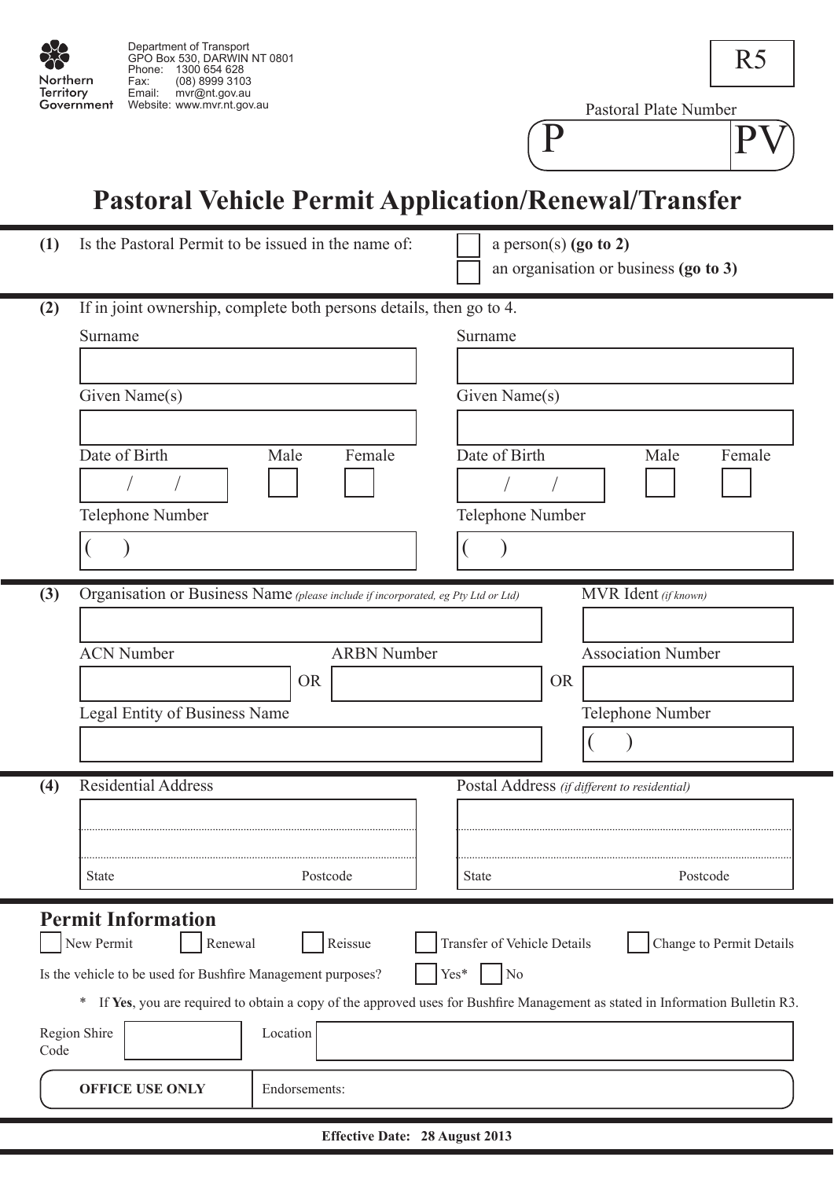Northern Territory Government

Department of Transport
GPO Box 530, DARWIN NT 0801
Phone: 1300 654 628
Fax: (08) 8999 3103
Email: mvr@nt.gov.au
Website: www.mvr.nt.gov.au

R5

Pastoral Plate Number

P | PV

# Pastoral Vehicle Permit Application/Renewal/Transfer

**(1)** Is the Pastoral Permit to be issued in the name of:

☐ a person(s) **(go to 2)**
☐ an organisation or business **(go to 3)**

**(2)** If in joint ownership, complete both persons details, then go to 4.

| Person 1 | Person 2 |
|---|---|
| Surname | Surname |
| Given Name(s) | Given Name(s) |
| Date of Birth / / ☐ Male ☐ Female | Date of Birth / / ☐ Male ☐ Female |
| Telephone Number ( ) | Telephone Number ( ) |

**(3)** Organisation or Business Name *(please include if incorporated, eg Pty Ltd or Ltd)*

MVR Ident *(if known)*

ACN Number OR ARBN Number OR Association Number

Legal Entity of Business Name

Telephone Number ( )

**(4)** Residential Address

State Postcode

Postal Address *(if different to residential)*

State Postcode

## Permit Information

☐ New Permit ☐ Renewal ☐ Reissue ☐ Transfer of Vehicle Details ☐ Change to Permit Details

Is the vehicle to be used for Bushfire Management purposes? ☐ Yes* ☐ No

\* If **Yes**, you are required to obtain a copy of the approved uses for Bushfire Management as stated in Information Bulletin R3.

Region Shire Code

Location

**OFFICE USE ONLY** Endorsements:

**Effective Date: 28 August 2013**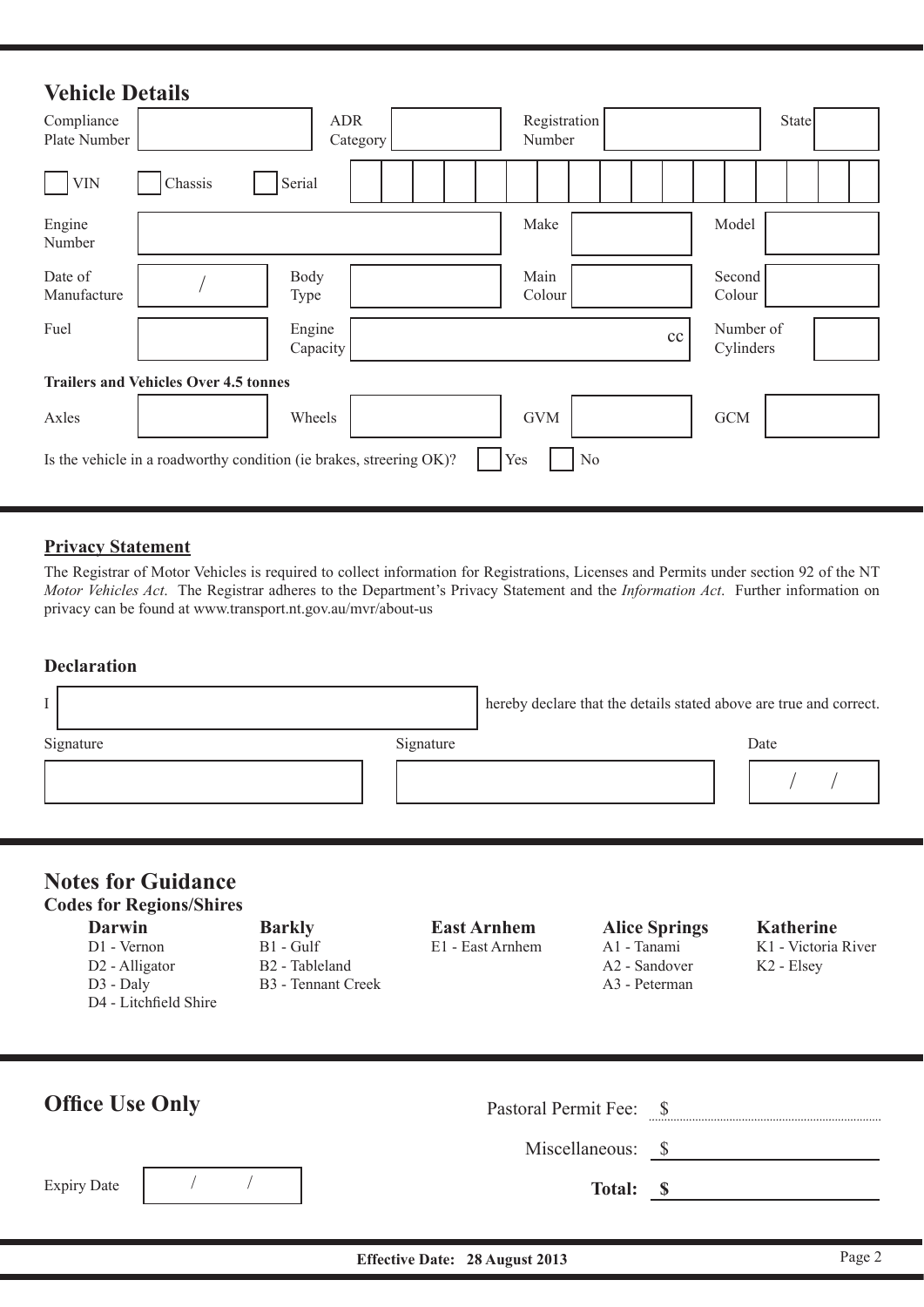## Vehicle Details

| | | | | | | | |
|---|---|---|---|---|---|---|---|
| Compliance Plate Number | | ADR Category | | Registration Number | | State | |

☐ VIN ☐ Chassis ☐ Serial

| | | | | | | | |
|---|---|---|---|---|---|---|---|
| Engine Number | | | | Make | | Model | |
| Date of Manufacture | / | Body Type | | Main Colour | | Second Colour | |
| Fuel | | Engine Capacity | cc | | | Number of Cylinders | |

**Trailers and Vehicles Over 4.5 tonnes**

| | | | | | | | |
|---|---|---|---|---|---|---|---|
| Axles | | Wheels | | GVM | | GCM | |

Is the vehicle in a roadworthy condition (ie brakes, streering OK)? ☐ Yes ☐ No

### Privacy Statement

The Registrar of Motor Vehicles is required to collect information for Registrations, Licenses and Permits under section 92 of the NT *Motor Vehicles Act*. The Registrar adheres to the Department's Privacy Statement and the *Information Act*. Further information on privacy can be found at www.transport.nt.gov.au/mvr/about-us

### Declaration

I ____________________ hereby declare that the details stated above are true and correct.

| Signature | Signature | Date |
|---|---|---|
| | | / / |

## Notes for Guidance

**Codes for Regions/Shires**

| Darwin | Barkly | East Arnhem | Alice Springs | Katherine |
|---|---|---|---|---|
| D1 - Vernon | B1 - Gulf | E1 - East Arnhem | A1 - Tanami | K1 - Victoria River |
| D2 - Alligator | B2 - Tableland | | A2 - Sandover | K2 - Elsey |
| D3 - Daly | B3 - Tennant Creek | | A3 - Peterman | |
| D4 - Litchfield Shire | | | | |

## Office Use Only

Pastoral Permit Fee: $

Miscellaneous: $

Expiry Date / /

**Total: $**

**Effective Date: 28 August 2013**